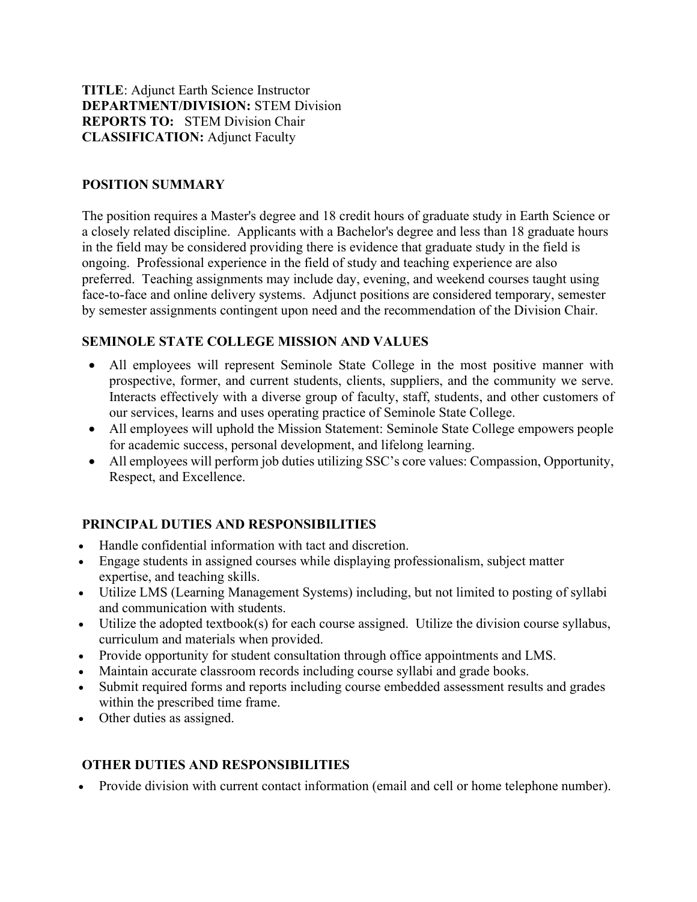**TITLE**: Adjunct Earth Science Instructor
**DEPARTMENT/DIVISION:** STEM Division
**REPORTS TO:** STEM Division Chair
**CLASSIFICATION:** Adjunct Faculty

## POSITION SUMMARY

The position requires a Master's degree and 18 credit hours of graduate study in Earth Science or a closely related discipline. Applicants with a Bachelor's degree and less than 18 graduate hours in the field may be considered providing there is evidence that graduate study in the field is ongoing. Professional experience in the field of study and teaching experience are also preferred. Teaching assignments may include day, evening, and weekend courses taught using face-to-face and online delivery systems. Adjunct positions are considered temporary, semester by semester assignments contingent upon need and the recommendation of the Division Chair.

## SEMINOLE STATE COLLEGE MISSION AND VALUES

- All employees will represent Seminole State College in the most positive manner with prospective, former, and current students, clients, suppliers, and the community we serve. Interacts effectively with a diverse group of faculty, staff, students, and other customers of our services, learns and uses operating practice of Seminole State College.
- All employees will uphold the Mission Statement: Seminole State College empowers people for academic success, personal development, and lifelong learning.
- All employees will perform job duties utilizing SSC's core values: Compassion, Opportunity, Respect, and Excellence.

## PRINCIPAL DUTIES AND RESPONSIBILITIES

- Handle confidential information with tact and discretion.
- Engage students in assigned courses while displaying professionalism, subject matter expertise, and teaching skills.
- Utilize LMS (Learning Management Systems) including, but not limited to posting of syllabi and communication with students.
- Utilize the adopted textbook(s) for each course assigned. Utilize the division course syllabus, curriculum and materials when provided.
- Provide opportunity for student consultation through office appointments and LMS.
- Maintain accurate classroom records including course syllabi and grade books.
- Submit required forms and reports including course embedded assessment results and grades within the prescribed time frame.
- Other duties as assigned.

## OTHER DUTIES AND RESPONSIBILITIES

- Provide division with current contact information (email and cell or home telephone number).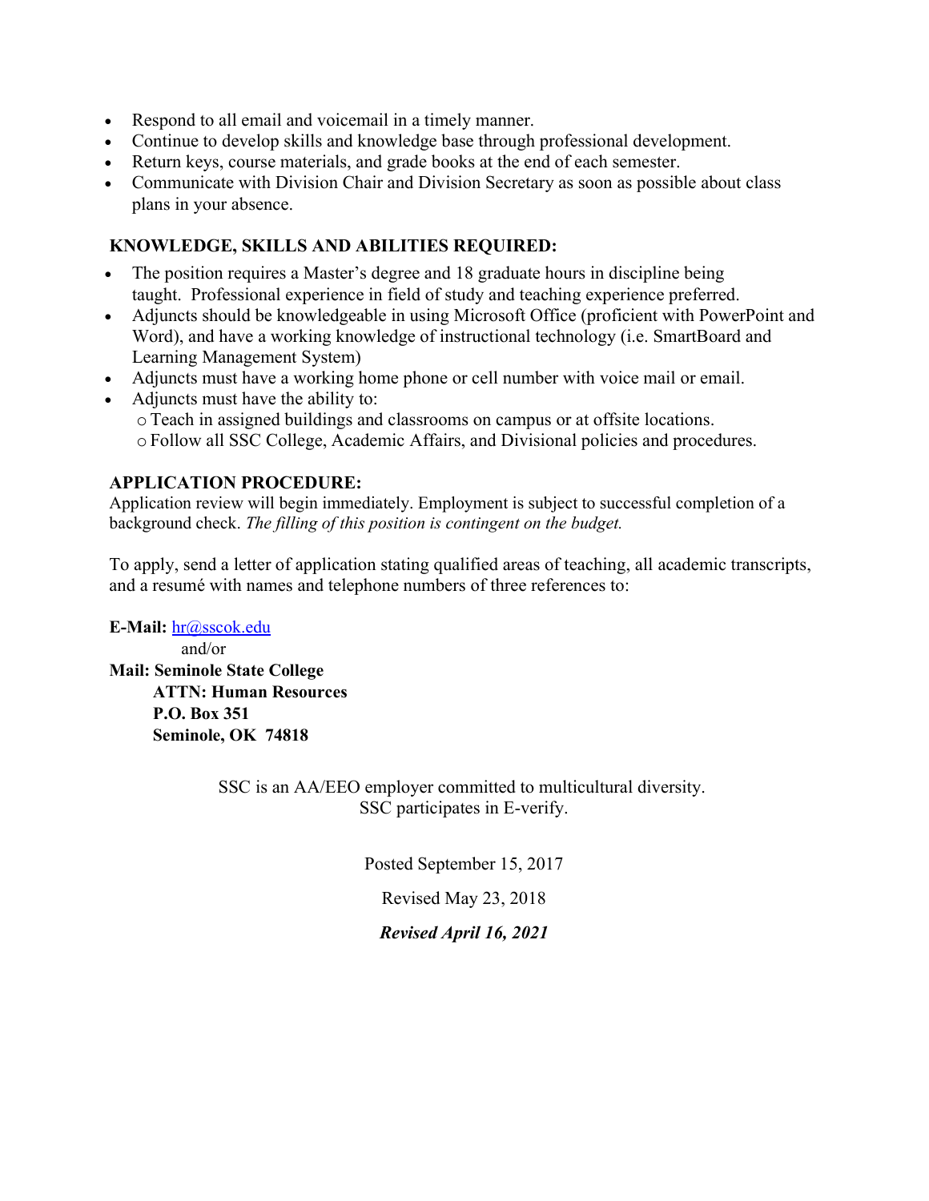- Respond to all email and voicemail in a timely manner.
- Continue to develop skills and knowledge base through professional development.
- Return keys, course materials, and grade books at the end of each semester.
- Communicate with Division Chair and Division Secretary as soon as possible about class plans in your absence.

**KNOWLEDGE, SKILLS AND ABILITIES REQUIRED:**

- The position requires a Master's degree and 18 graduate hours in discipline being taught. Professional experience in field of study and teaching experience preferred.
- Adjuncts should be knowledgeable in using Microsoft Office (proficient with PowerPoint and Word), and have a working knowledge of instructional technology (i.e. SmartBoard and Learning Management System)
- Adjuncts must have a working home phone or cell number with voice mail or email.
- Adjuncts must have the ability to:
  - Teach in assigned buildings and classrooms on campus or at offsite locations.
  - Follow all SSC College, Academic Affairs, and Divisional policies and procedures.

**APPLICATION PROCEDURE:**

Application review will begin immediately. Employment is subject to successful completion of a background check. *The filling of this position is contingent on the budget.*

To apply, send a letter of application stating qualified areas of teaching, all academic transcripts, and a resumé with names and telephone numbers of three references to:

**E-Mail:** hr@sscok.edu
and/or
**Mail: Seminole State College**
**ATTN: Human Resources**
**P.O. Box 351**
**Seminole, OK 74818**

SSC is an AA/EEO employer committed to multicultural diversity.
SSC participates in E-verify.

Posted September 15, 2017

Revised May 23, 2018

***Revised April 16, 2021***